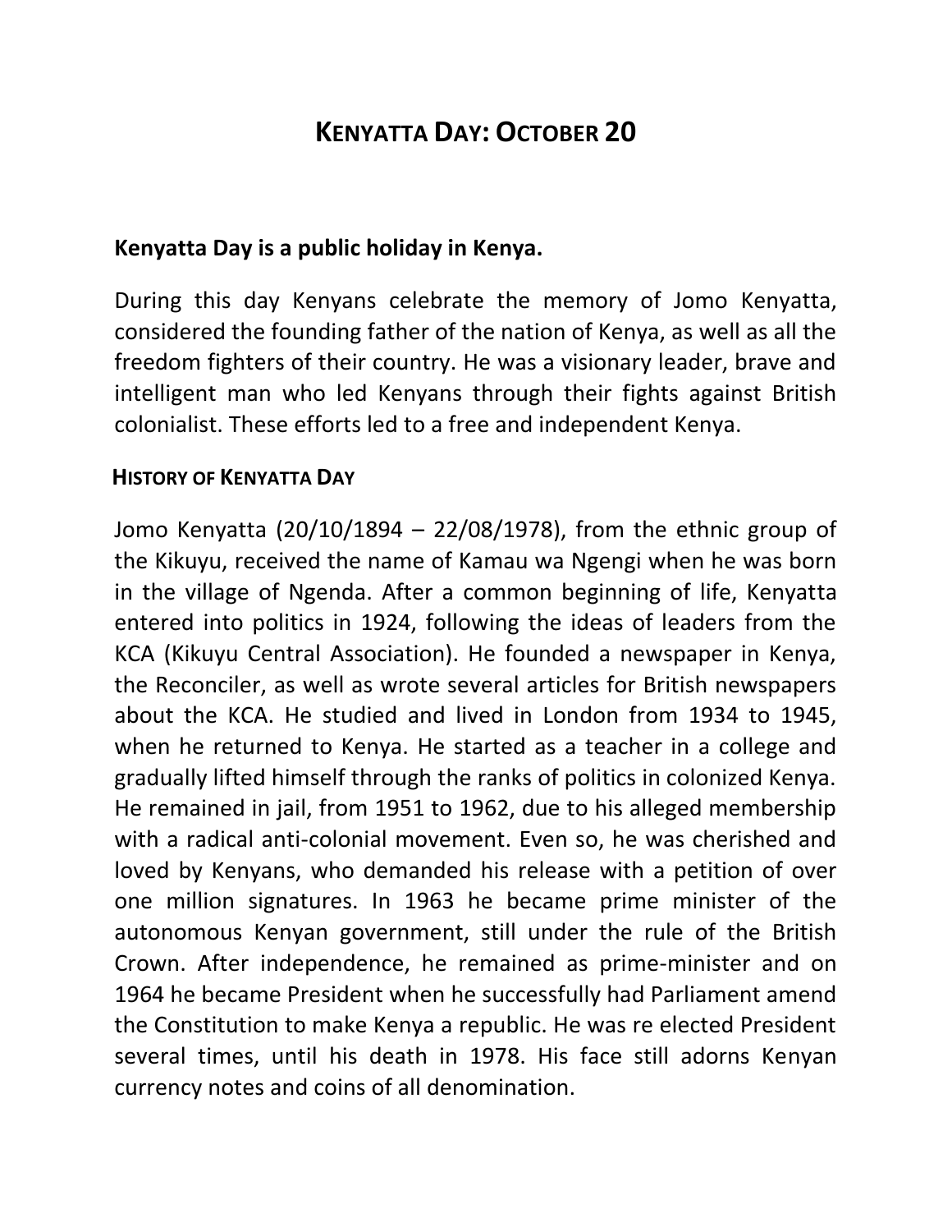# Kenyatta Day: October 20

**Kenyatta Day is a public holiday in Kenya.**

During this day Kenyans celebrate the memory of Jomo Kenyatta, considered the founding father of the nation of Kenya, as well as all the freedom fighters of their country. He was a visionary leader, brave and intelligent man who led Kenyans through their fights against British colonialist. These efforts led to a free and independent Kenya.

## History of Kenyatta Day

Jomo Kenyatta (20/10/1894 – 22/08/1978), from the ethnic group of the Kikuyu, received the name of Kamau wa Ngengi when he was born in the village of Ngenda. After a common beginning of life, Kenyatta entered into politics in 1924, following the ideas of leaders from the KCA (Kikuyu Central Association). He founded a newspaper in Kenya, the Reconciler, as well as wrote several articles for British newspapers about the KCA. He studied and lived in London from 1934 to 1945, when he returned to Kenya. He started as a teacher in a college and gradually lifted himself through the ranks of politics in colonized Kenya. He remained in jail, from 1951 to 1962, due to his alleged membership with a radical anti-colonial movement. Even so, he was cherished and loved by Kenyans, who demanded his release with a petition of over one million signatures. In 1963 he became prime minister of the autonomous Kenyan government, still under the rule of the British Crown. After independence, he remained as prime-minister and on 1964 he became President when he successfully had Parliament amend the Constitution to make Kenya a republic. He was re elected President several times, until his death in 1978. His face still adorns Kenyan currency notes and coins of all denomination.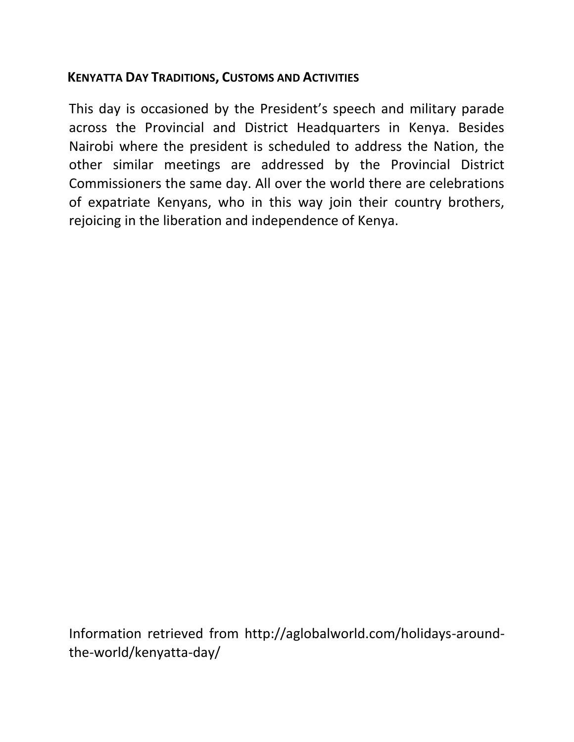## Kenyatta Day Traditions, Customs and Activities

This day is occasioned by the President's speech and military parade across the Provincial and District Headquarters in Kenya. Besides Nairobi where the president is scheduled to address the Nation, the other similar meetings are addressed by the Provincial District Commissioners the same day. All over the world there are celebrations of expatriate Kenyans, who in this way join their country brothers, rejoicing in the liberation and independence of Kenya.

Information retrieved from http://aglobalworld.com/holidays-around-the-world/kenyatta-day/